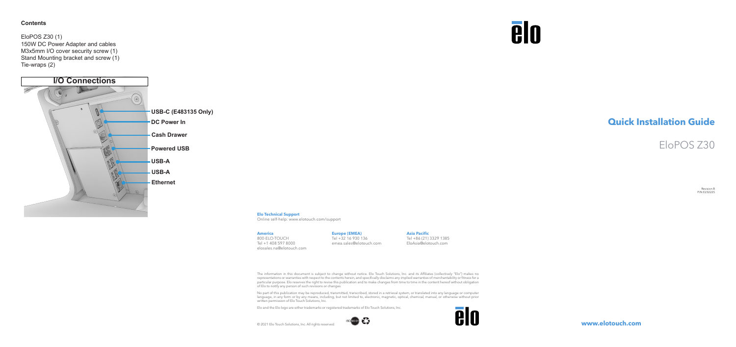**Contents**

EloPOS Z30 (1)
150W DC Power Adapter and cables
M3x5mm I/O cover security screw (1)
Stand Mounting bracket and screw (1)
Tie-wraps (2)

## I/O Connections

- USB-C (E483135 Only)
- DC Power In
- Cash Drawer
- Powered USB
- USB-A
- USB-A
- Ethernet

elo

# Quick Installation Guide

## EloPOS Z30

Revision B
P/N E232225

**Elo Technical Support**
Online self-help: www.elotouch.com/support

**America**
800-ELO-TOUCH
Tel +1 408 597 8000
elosales.na@elotouch.com

**Europe (EMEA)**
Tel +32 16 930 136
emea.sales@elotouch.com

**Asia Pacific**
Tel +86 (21) 3329 1385
EloAsia@elotouch.com

The information in this document is subject to change without notice. Elo Touch Solutions, Inc. and its Affiliates (collectively "Elo") makes no representations or warranties with respect to the contents herein, and specifically disclaims any implied warranties of merchantability or fitness for a particular purpose. Elo reserves the right to revise this publication and to make changes from time to time in the content hereof without obligation of Elo to notify any person of such revisions or changes.

No part of this publication may be reproduced, transmitted, transcribed, stored in a retrieval system, or translated into any language or computer language, in any form or by any means, including, but not limited to, electronic, magnetic, optical, chemical, manual, or otherwise without prior written permission of Elo Touch Solutions, Inc.

Elo and the Elo logo are either trademarks or registered trademarks of Elo Touch Solutions, Inc.

© 2021 Elo Touch Solutions, Inc. All rights reserved.

elo

**www.elotouch.com**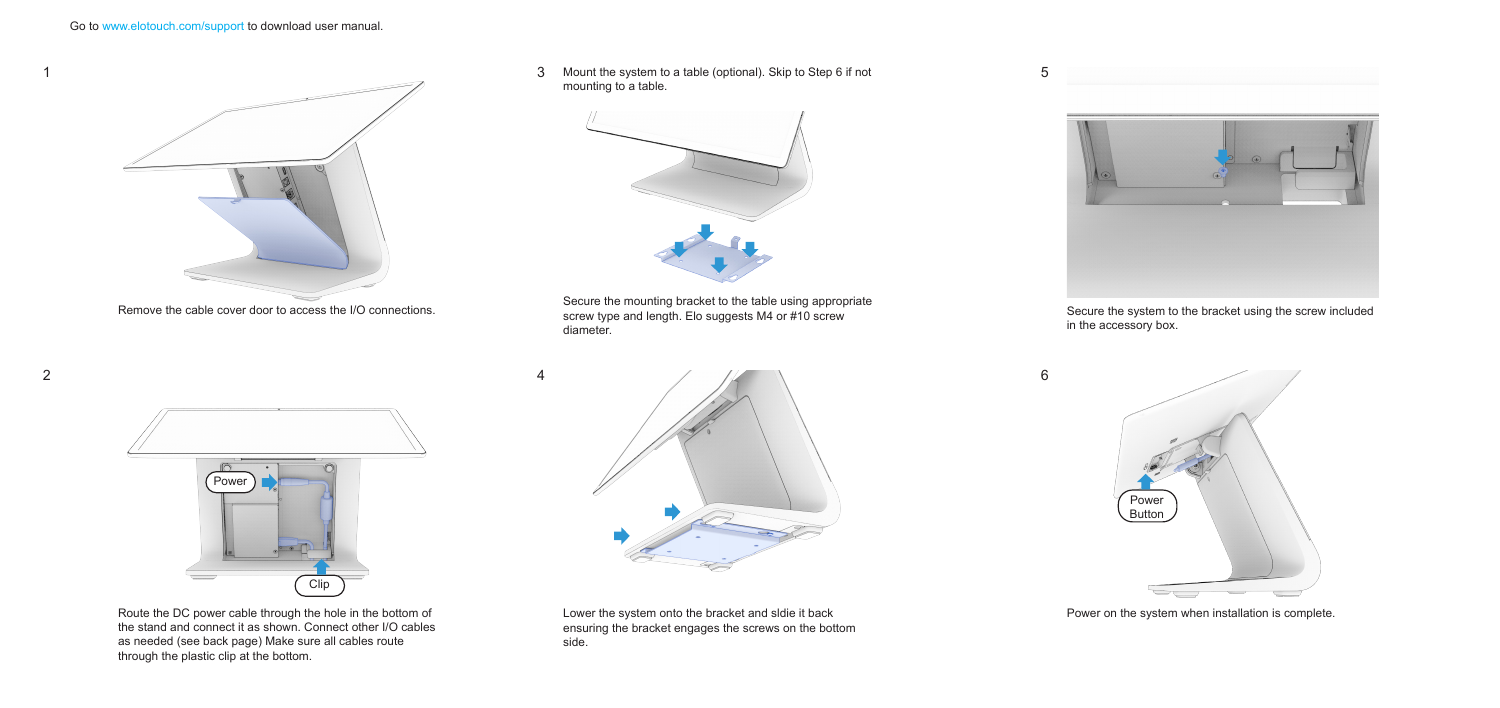Go to www.elotouch.com/support to download user manual.

1

Remove the cable cover door to access the I/O connections.

2

Power

Clip

Route the DC power cable through the hole in the bottom of the stand and connect it as shown. Connect other I/O cables as needed (see back page) Make sure all cables route through the plastic clip at the bottom.

3 Mount the system to a table (optional). Skip to Step 6 if not mounting to a table.

Secure the mounting bracket to the table using appropriate screw type and length. Elo suggests M4 or #10 screw diameter.

4

Lower the system onto the bracket and sldie it back ensuring the bracket engages the screws on the bottom side.

5

Secure the system to the bracket using the screw included in the accessory box.

6

Power Button

Power on the system when installation is complete.